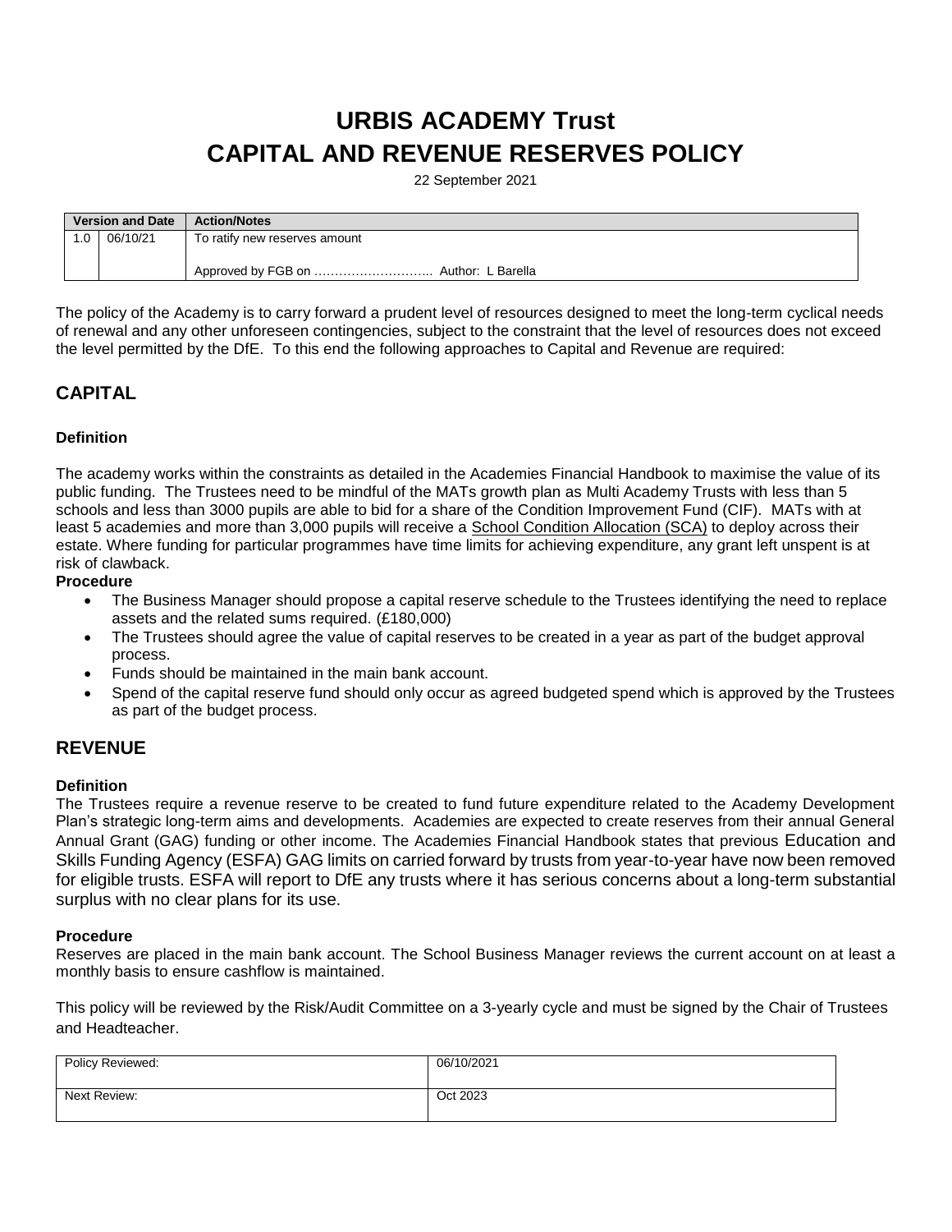# URBIS ACADEMY Trust
# CAPITAL AND REVENUE RESERVES POLICY

22 September 2021

| Version and Date | | Action/Notes |
|---|---|---|
| 1.0 | 06/10/21 | To ratify new reserves amount<br><br>Approved by FGB on ……………………….. Author: L Barella |

The policy of the Academy is to carry forward a prudent level of resources designed to meet the long-term cyclical needs of renewal and any other unforeseen contingencies, subject to the constraint that the level of resources does not exceed the level permitted by the DfE. To this end the following approaches to Capital and Revenue are required:

## CAPITAL

### Definition

The academy works within the constraints as detailed in the Academies Financial Handbook to maximise the value of its public funding. The Trustees need to be mindful of the MATs growth plan as Multi Academy Trusts with less than 5 schools and less than 3000 pupils are able to bid for a share of the Condition Improvement Fund (CIF). MATs with at least 5 academies and more than 3,000 pupils will receive a School Condition Allocation (SCA) to deploy across their estate. Where funding for particular programmes have time limits for achieving expenditure, any grant left unspent is at risk of clawback.

### Procedure

- The Business Manager should propose a capital reserve schedule to the Trustees identifying the need to replace assets and the related sums required. (£180,000)
- The Trustees should agree the value of capital reserves to be created in a year as part of the budget approval process.
- Funds should be maintained in the main bank account.
- Spend of the capital reserve fund should only occur as agreed budgeted spend which is approved by the Trustees as part of the budget process.

## REVENUE

### Definition

The Trustees require a revenue reserve to be created to fund future expenditure related to the Academy Development Plan's strategic long-term aims and developments. Academies are expected to create reserves from their annual General Annual Grant (GAG) funding or other income. The Academies Financial Handbook states that previous Education and Skills Funding Agency (ESFA) GAG limits on carried forward by trusts from year-to-year have now been removed for eligible trusts. ESFA will report to DfE any trusts where it has serious concerns about a long-term substantial surplus with no clear plans for its use.

### Procedure

Reserves are placed in the main bank account. The School Business Manager reviews the current account on at least a monthly basis to ensure cashflow is maintained.

This policy will be reviewed by the Risk/Audit Committee on a 3-yearly cycle and must be signed by the Chair of Trustees and Headteacher.

| | |
|---|---|
| Policy Reviewed: | 06/10/2021 |
| Next Review: | Oct 2023 |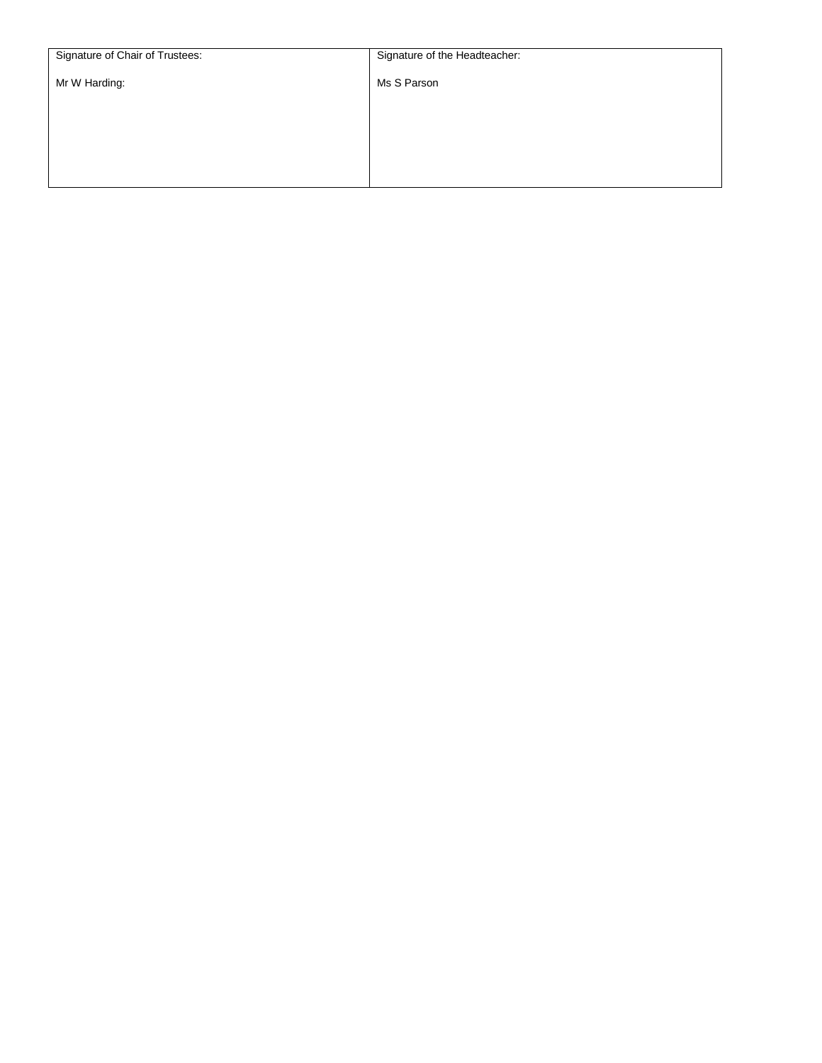| | |
|---|---|
| Signature of Chair of Trustees:<br><br>Mr W Harding: | Signature of the Headteacher:<br><br>Ms S Parson |